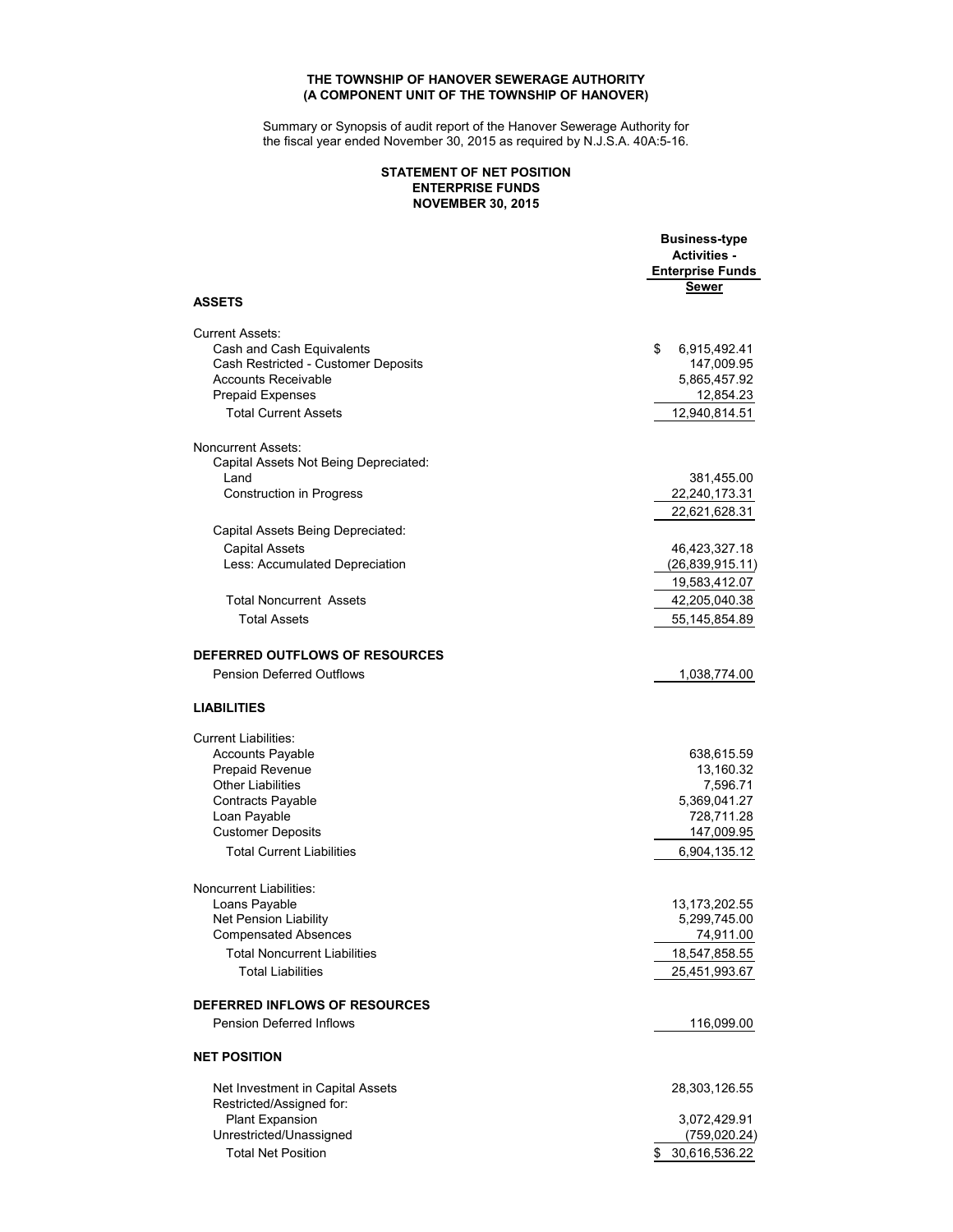**THE TOWNSHIP OF HANOVER SEWERAGE AUTHORITY**
**(A COMPONENT UNIT OF THE TOWNSHIP OF HANOVER)**

Summary or Synopsis of audit report of the Hanover Sewerage Authority for the fiscal year ended November 30, 2015 as required by N.J.S.A. 40A:5-16.

**STATEMENT OF NET POSITION**
**ENTERPRISE FUNDS**
**NOVEMBER 30, 2015**

| | Business-type Activities - Enterprise Funds Sewer |
|---|---:|
| **ASSETS** | |
| Current Assets: | |
| Cash and Cash Equivalents | $ 6,915,492.41 |
| Cash Restricted - Customer Deposits | 147,009.95 |
| Accounts Receivable | 5,865,457.92 |
| Prepaid Expenses | 12,854.23 |
| Total Current Assets | 12,940,814.51 |
| Noncurrent Assets: | |
| Capital Assets Not Being Depreciated: | |
| Land | 381,455.00 |
| Construction in Progress | 22,240,173.31 |
| | 22,621,628.31 |
| Capital Assets Being Depreciated: | |
| Capital Assets | 46,423,327.18 |
| Less: Accumulated Depreciation | (26,839,915.11) |
| | 19,583,412.07 |
| Total Noncurrent Assets | 42,205,040.38 |
| Total Assets | 55,145,854.89 |
| **DEFERRED OUTFLOWS OF RESOURCES** | |
| Pension Deferred Outflows | 1,038,774.00 |
| **LIABILITIES** | |
| Current Liabilities: | |
| Accounts Payable | 638,615.59 |
| Prepaid Revenue | 13,160.32 |
| Other Liabilities | 7,596.71 |
| Contracts Payable | 5,369,041.27 |
| Loan Payable | 728,711.28 |
| Customer Deposits | 147,009.95 |
| Total Current Liabilities | 6,904,135.12 |
| Noncurrent Liabilities: | |
| Loans Payable | 13,173,202.55 |
| Net Pension Liability | 5,299,745.00 |
| Compensated Absences | 74,911.00 |
| Total Noncurrent Liabilities | 18,547,858.55 |
| Total Liabilities | 25,451,993.67 |
| **DEFERRED INFLOWS OF RESOURCES** | |
| Pension Deferred Inflows | 116,099.00 |
| **NET POSITION** | |
| Net Investment in Capital Assets | 28,303,126.55 |
| Restricted/Assigned for: | |
| Plant Expansion | 3,072,429.91 |
| Unrestricted/Unassigned | (759,020.24) |
| Total Net Position | $ 30,616,536.22 |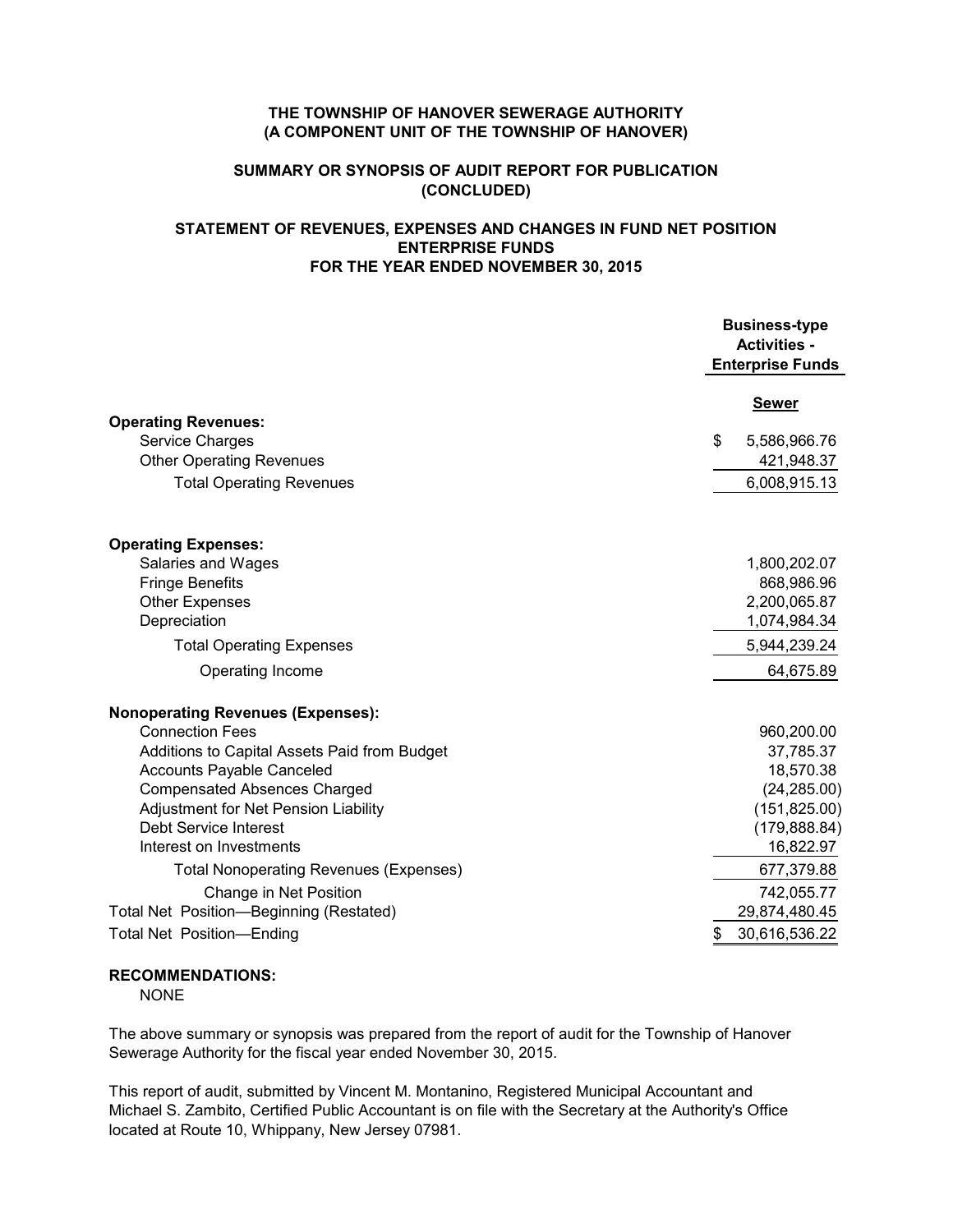**THE TOWNSHIP OF HANOVER SEWERAGE AUTHORITY**
**(A COMPONENT UNIT OF THE TOWNSHIP OF HANOVER)**

**SUMMARY OR SYNOPSIS OF AUDIT REPORT FOR PUBLICATION**
**(CONCLUDED)**

**STATEMENT OF REVENUES, EXPENSES AND CHANGES IN FUND NET POSITION**
**ENTERPRISE FUNDS**
**FOR THE YEAR ENDED NOVEMBER 30, 2015**

| | Business-type Activities - Enterprise Funds |
|---|---|
| | **Sewer** |
| **Operating Revenues:** | |
| Service Charges | $ 5,586,966.76 |
| Other Operating Revenues | 421,948.37 |
| Total Operating Revenues | 6,008,915.13 |
| **Operating Expenses:** | |
| Salaries and Wages | 1,800,202.07 |
| Fringe Benefits | 868,986.96 |
| Other Expenses | 2,200,065.87 |
| Depreciation | 1,074,984.34 |
| Total Operating Expenses | 5,944,239.24 |
| Operating Income | 64,675.89 |
| **Nonoperating Revenues (Expenses):** | |
| Connection Fees | 960,200.00 |
| Additions to Capital Assets Paid from Budget | 37,785.37 |
| Accounts Payable Canceled | 18,570.38 |
| Compensated Absences Charged | (24,285.00) |
| Adjustment for Net Pension Liability | (151,825.00) |
| Debt Service Interest | (179,888.84) |
| Interest on Investments | 16,822.97 |
| Total Nonoperating Revenues (Expenses) | 677,379.88 |
| Change in Net Position | 742,055.77 |
| Total Net Position—Beginning (Restated) | 29,874,480.45 |
| Total Net Position—Ending | $ 30,616,536.22 |

**RECOMMENDATIONS:**

NONE

The above summary or synopsis was prepared from the report of audit for the Township of Hanover Sewerage Authority for the fiscal year ended November 30, 2015.

This report of audit, submitted by Vincent M. Montanino, Registered Municipal Accountant and Michael S. Zambito, Certified Public Accountant is on file with the Secretary at the Authority's Office located at Route 10, Whippany, New Jersey 07981.